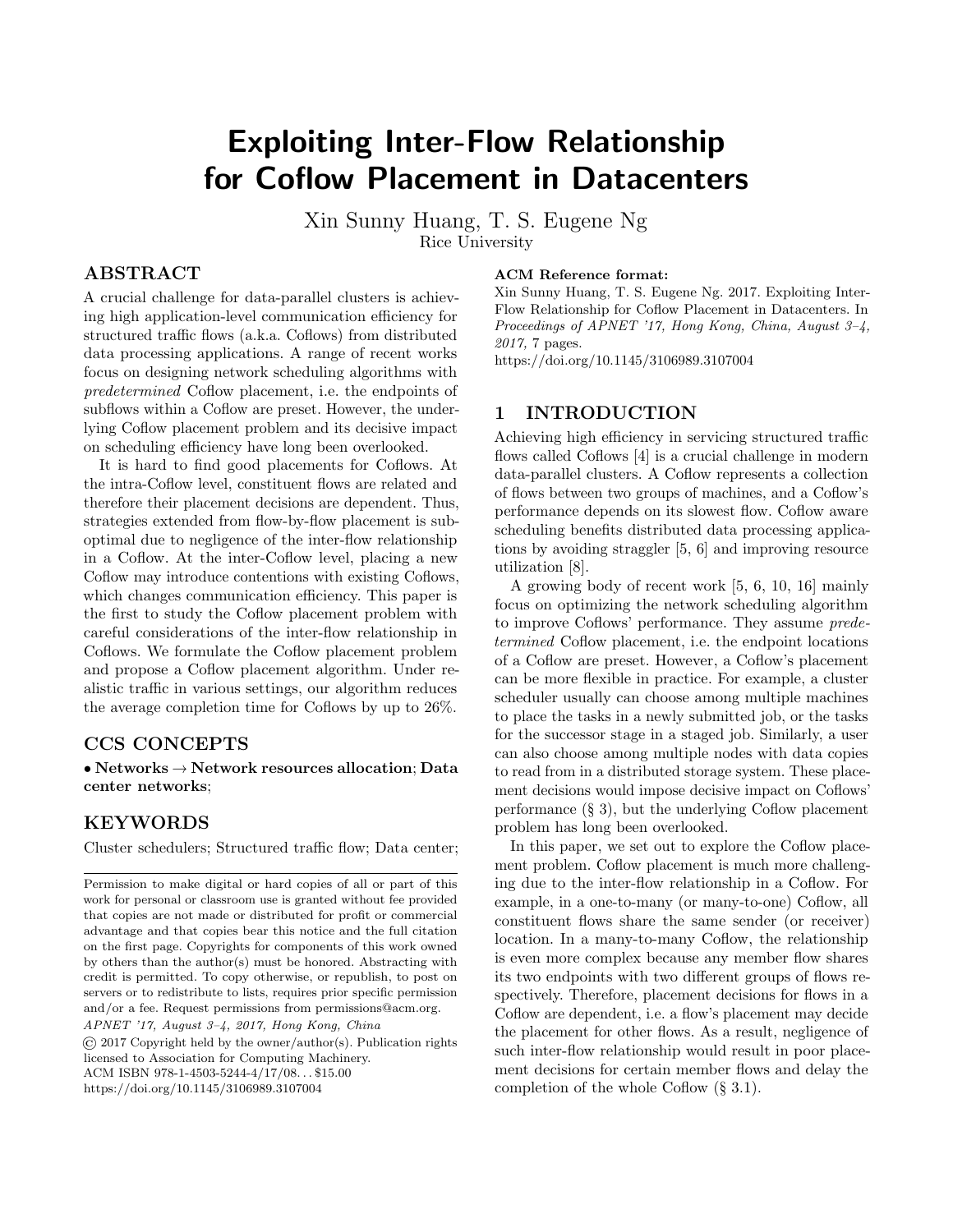# Exploiting Inter-Flow Relationship for Coflow Placement in Datacenters

Xin Sunny Huang, T. S. Eugene Ng
Rice University

## ABSTRACT

A crucial challenge for data-parallel clusters is achieving high application-level communication efficiency for structured traffic flows (a.k.a. Coflows) from distributed data processing applications. A range of recent works focus on designing network scheduling algorithms with *predetermined* Coflow placement, i.e. the endpoints of subflows within a Coflow are preset. However, the underlying Coflow placement problem and its decisive impact on scheduling efficiency have long been overlooked.

It is hard to find good placements for Coflows. At the intra-Coflow level, constituent flows are related and therefore their placement decisions are dependent. Thus, strategies extended from flow-by-flow placement is suboptimal due to negligence of the inter-flow relationship in a Coflow. At the inter-Coflow level, placing a new Coflow may introduce contentions with existing Coflows, which changes communication efficiency. This paper is the first to study the Coflow placement problem with careful considerations of the inter-flow relationship in Coflows. We formulate the Coflow placement problem and propose a Coflow placement algorithm. Under realistic traffic in various settings, our algorithm reduces the average completion time for Coflows by up to 26%.

## CCS CONCEPTS

• **Networks** → **Network resources allocation**; **Data center networks**;

## KEYWORDS

Cluster schedulers; Structured traffic flow; Data center;

Permission to make digital or hard copies of all or part of this work for personal or classroom use is granted without fee provided that copies are not made or distributed for profit or commercial advantage and that copies bear this notice and the full citation on the first page. Copyrights for components of this work owned by others than the author(s) must be honored. Abstracting with credit is permitted. To copy otherwise, or republish, to post on servers or to redistribute to lists, requires prior specific permission and/or a fee. Request permissions from permissions@acm.org.
*APNET '17, August 3–4, 2017, Hong Kong, China*
© 2017 Copyright held by the owner/author(s). Publication rights licensed to Association for Computing Machinery.
ACM ISBN 978-1-4503-5244-4/17/08... $15.00
https://doi.org/10.1145/3106989.3107004

**ACM Reference format:**
Xin Sunny Huang, T. S. Eugene Ng. 2017. Exploiting Inter-Flow Relationship for Coflow Placement in Datacenters. In *Proceedings of APNET '17, Hong Kong, China, August 3–4, 2017,* 7 pages.
https://doi.org/10.1145/3106989.3107004

## 1 INTRODUCTION

Achieving high efficiency in servicing structured traffic flows called Coflows [4] is a crucial challenge in modern data-parallel clusters. A Coflow represents a collection of flows between two groups of machines, and a Coflow's performance depends on its slowest flow. Coflow aware scheduling benefits distributed data processing applications by avoiding straggler [5, 6] and improving resource utilization [8].

A growing body of recent work [5, 6, 10, 16] mainly focus on optimizing the network scheduling algorithm to improve Coflows' performance. They assume *predetermined* Coflow placement, i.e. the endpoint locations of a Coflow are preset. However, a Coflow's placement can be more flexible in practice. For example, a cluster scheduler usually can choose among multiple machines to place the tasks in a newly submitted job, or the tasks for the successor stage in a staged job. Similarly, a user can also choose among multiple nodes with data copies to read from in a distributed storage system. These placement decisions would impose decisive impact on Coflows' performance (§ 3), but the underlying Coflow placement problem has long been overlooked.

In this paper, we set out to explore the Coflow placement problem. Coflow placement is much more challenging due to the inter-flow relationship in a Coflow. For example, in a one-to-many (or many-to-one) Coflow, all constituent flows share the same sender (or receiver) location. In a many-to-many Coflow, the relationship is even more complex because any member flow shares its two endpoints with two different groups of flows respectively. Therefore, placement decisions for flows in a Coflow are dependent, i.e. a flow's placement may decide the placement for other flows. As a result, negligence of such inter-flow relationship would result in poor placement decisions for certain member flows and delay the completion of the whole Coflow (§ 3.1).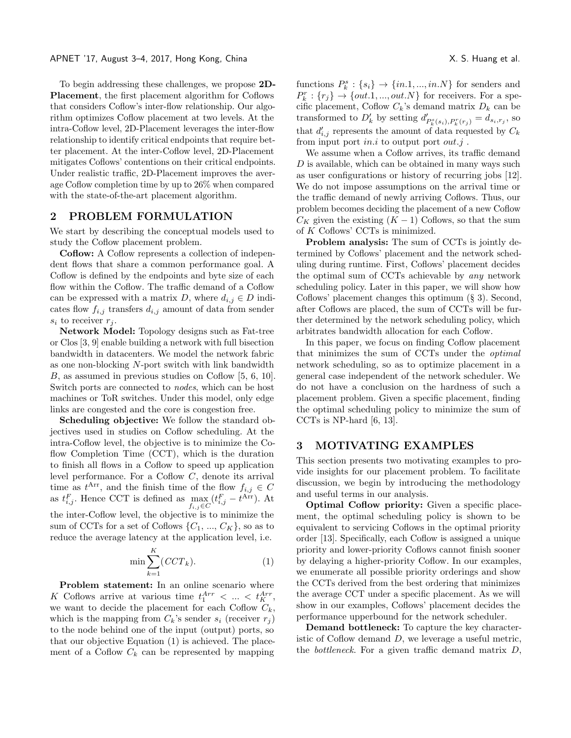To begin addressing these challenges, we propose **2D-Placement**, the first placement algorithm for Coflows that considers Coflow's inter-flow relationship. Our algorithm optimizes Coflow placement at two levels. At the intra-Coflow level, 2D-Placement leverages the inter-flow relationship to identify critical endpoints that require better placement. At the inter-Coflow level, 2D-Placement mitigates Coflows' contentions on their critical endpoints. Under realistic traffic, 2D-Placement improves the average Coflow completion time by up to 26% when compared with the state-of-the-art placement algorithm.

## 2 PROBLEM FORMULATION

We start by describing the conceptual models used to study the Coflow placement problem.

**Coflow:** A Coflow represents a collection of independent flows that share a common performance goal. A Coflow is defined by the endpoints and byte size of each flow within the Coflow. The traffic demand of a Coflow can be expressed with a matrix $D$, where $d_{i,j} \in D$ indicates flow $f_{i,j}$ transfers $d_{i,j}$ amount of data from sender $s_i$ to receiver $r_j$.

**Network Model:** Topology designs such as Fat-tree or Clos [3, 9] enable building a network with full bisection bandwidth in datacenters. We model the network fabric as one non-blocking $N$-port switch with link bandwidth $B$, as assumed in previous studies on Coflow [5, 6, 10]. Switch ports are connected to *nodes*, which can be host machines or ToR switches. Under this model, only edge links are congested and the core is congestion free.

**Scheduling objective:** We follow the standard objectives used in studies on Coflow scheduling. At the intra-Coflow level, the objective is to minimize the Coflow Completion Time (CCT), which is the duration to finish all flows in a Coflow to speed up application level performance. For a Coflow $C$, denote its arrival time as $t^{\text{Arr}}$, and the finish time of the flow $f_{i,j} \in C$ as $t^F_{i,j}$. Hence CCT is defined as $\max_{f_{i,j} \in C}(t^F_{i,j} - t^{\text{Arr}})$. At the inter-Coflow level, the objective is to minimize the sum of CCTs for a set of Coflows $\{C_1, ..., C_K\}$, so as to reduce the average latency at the application level, i.e.

$$\min \sum_{k=1}^{K} (CCT_k). \tag{1}$$

**Problem statement:** In an online scenario where $K$ Coflows arrive at various time $t^{Arr}_1 < ... < t^{Arr}_K$, we want to decide the placement for each Coflow $C_k$, which is the mapping from $C_k$'s sender $s_i$ (receiver $r_j$) to the node behind one of the input (output) ports, so that our objective Equation (1) is achieved. The placement of a Coflow $C_k$ can be represented by mapping functions $P^s_k : \{s_i\} \to \{in.1, ..., in.N\}$ for senders and $P^r_k : \{r_j\} \to \{out.1, ..., out.N\}$ for receivers. For a specific placement, Coflow $C_k$'s demand matrix $D_k$ can be transformed to $D'_k$ by setting $d'_{P^s_k(s_i), P^r_k(r_j)} = d_{s_i, r_j}$, so that $d'_{i,j}$ represents the amount of data requested by $C_k$ from input port $in.i$ to output port $out.j$ .

We assume when a Coflow arrives, its traffic demand $D$ is available, which can be obtained in many ways such as user configurations or history of recurring jobs [12]. We do not impose assumptions on the arrival time or the traffic demand of newly arriving Coflows. Thus, our problem becomes deciding the placement of a new Coflow $C_K$ given the existing $(K-1)$ Coflows, so that the sum of $K$ Coflows' CCTs is minimized.

**Problem analysis:** The sum of CCTs is jointly determined by Coflows' placement and the network scheduling during runtime. First, Coflows' placement decides the optimal sum of CCTs achievable by *any* network scheduling policy. Later in this paper, we will show how Coflows' placement changes this optimum (§ 3). Second, after Coflows are placed, the sum of CCTs will be further determined by the network scheduling policy, which arbitrates bandwidth allocation for each Coflow.

In this paper, we focus on finding Coflow placement that minimizes the sum of CCTs under the *optimal* network scheduling, so as to optimize placement in a general case independent of the network scheduler. We do not have a conclusion on the hardness of such a placement problem. Given a specific placement, finding the optimal scheduling policy to minimize the sum of CCTs is NP-hard [6, 13].

## 3 MOTIVATING EXAMPLES

This section presents two motivating examples to provide insights for our placement problem. To facilitate discussion, we begin by introducing the methodology and useful terms in our analysis.

**Optimal Coflow priority:** Given a specific placement, the optimal scheduling policy is shown to be equivalent to servicing Coflows in the optimal priority order [13]. Specifically, each Coflow is assigned a unique priority and lower-priority Coflows cannot finish sooner by delaying a higher-priority Coflow. In our examples, we enumerate all possible priority orderings and show the CCTs derived from the best ordering that minimizes the average CCT under a specific placement. As we will show in our examples, Coflows' placement decides the performance upperbound for the network scheduler.

**Demand bottleneck:** To capture the key characteristic of Coflow demand $D$, we leverage a useful metric, the *bottleneck*. For a given traffic demand matrix $D$,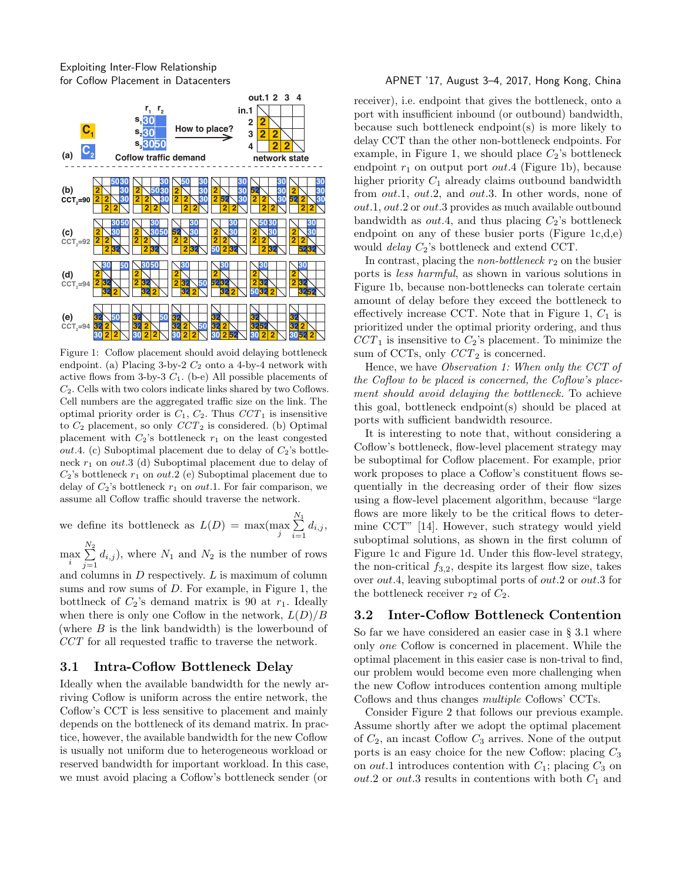Figure 1: Coflow placement should avoid delaying bottleneck endpoint. (a) Placing 3-by-2 $C_2$ onto a 4-by-4 network with active flows from 3-by-3 $C_1$. (b-e) All possible placements of $C_2$. Cells with two colors indicate links shared by two Coflows. Cell numbers are the aggregated traffic size on the link. The optimal priority order is $C_1$, $C_2$. Thus $CCT_1$ is insensitive to $C_2$ placement, so only $CCT_2$ is considered. (b) Optimal placement with $C_2$'s bottleneck $r_1$ on the least congested $out.4$. (c) Suboptimal placement due to delay of $C_2$'s bottleneck $r_1$ on $out.3$ (d) Suboptimal placement due to delay of $C_2$'s bottleneck $r_1$ on $out.2$ (e) Suboptimal placement due to delay of $C_2$'s bottleneck $r_1$ on $out.1$. For fair comparison, we assume all Coflow traffic should traverse the network.

we define its bottleneck as $L(D) = \max(\max_j \sum_{i=1}^{N_1} d_{i,j}, \max_i \sum_{j=1}^{N_2} d_{i,j})$, where $N_1$ and $N_2$ is the number of rows and columns in $D$ respectively. $L$ is maximum of column sums and row sums of $D$. For example, in Figure 1, the bottlneck of $C_2$'s demand matrix is 90 at $r_1$. Ideally when there is only one Coflow in the network, $L(D)/B$ (where $B$ is the link bandwidth) is the lowerbound of $CCT$ for all requested traffic to traverse the network.

## 3.1 Intra-Coflow Bottleneck Delay

Ideally when the available bandwidth for the newly arriving Coflow is uniform across the entire network, the Coflow's CCT is less sensitive to placement and mainly depends on the bottleneck of its demand matrix. In practice, however, the available bandwidth for the new Coflow is usually not uniform due to heterogeneous workload or reserved bandwidth for important workload. In this case, we must avoid placing a Coflow's bottleneck sender (or receiver), i.e. endpoint that gives the bottleneck, onto a port with insufficient inbound (or outbound) bandwidth, because such bottleneck endpoint(s) is more likely to delay CCT than the other non-bottleneck endpoints. For example, in Figure 1, we should place $C_2$'s bottleneck endpoint $r_1$ on output port $out.4$ (Figure 1b), because higher priority $C_1$ already claims outbound bandwidth from $out.1$, $out.2$, and $out.3$. In other words, none of $out.1$, $out.2$ or $out.3$ provides as much available outbound bandwidth as $out.4$, and thus placing $C_2$'s bottleneck endpoint on any of these busier ports (Figure 1c,d,e) would *delay* $C_2$'s bottleneck and extend CCT.

In contrast, placing the *non-bottleneck* $r_2$ on the busier ports is *less harmful*, as shown in various solutions in Figure 1b, because non-bottlenecks can tolerate certain amount of delay before they exceed the bottleneck to effectively increase CCT. Note that in Figure 1, $C_1$ is prioritized under the optimal priority ordering, and thus $CCT_1$ is insensitive to $C_2$'s placement. To minimize the sum of CCTs, only $CCT_2$ is concerned.

Hence, we have *Observation 1: When only the CCT of the Coflow to be placed is concerned, the Coflow's placement should avoid delaying the bottleneck.* To achieve this goal, bottleneck endpoint(s) should be placed at ports with sufficient bandwidth resource.

It is interesting to note that, without considering a Coflow's bottleneck, flow-level placement strategy may be suboptimal for Coflow placement. For example, prior work proposes to place a Coflow's constituent flows sequentially in the decreasing order of their flow sizes using a flow-level placement algorithm, because "large flows are more likely to be the critical flows to determine CCT" [14]. However, such strategy would yield suboptimal solutions, as shown in the first column of Figure 1c and Figure 1d. Under this flow-level strategy, the non-critical $f_{3,2}$, despite its largest flow size, takes over $out.4$, leaving suboptimal ports of $out.2$ or $out.3$ for the bottleneck receiver $r_2$ of $C_2$.

## 3.2 Inter-Coflow Bottleneck Contention

So far we have considered an easier case in § 3.1 where only *one* Coflow is concerned in placement. While the optimal placement in this easier case is non-trival to find, our problem would become even more challenging when the new Coflow introduces contention among multiple Coflows and thus changes *multiple* Coflows' CCTs.

Consider Figure 2 that follows our previous example. Assume shortly after we adopt the optimal placement of $C_2$, an incast Coflow $C_3$ arrives. None of the output ports is an easy choice for the new Coflow: placing $C_3$ on $out.1$ introduces contention with $C_1$; placing $C_3$ on $out.2$ or $out.3$ results in contentions with both $C_1$ and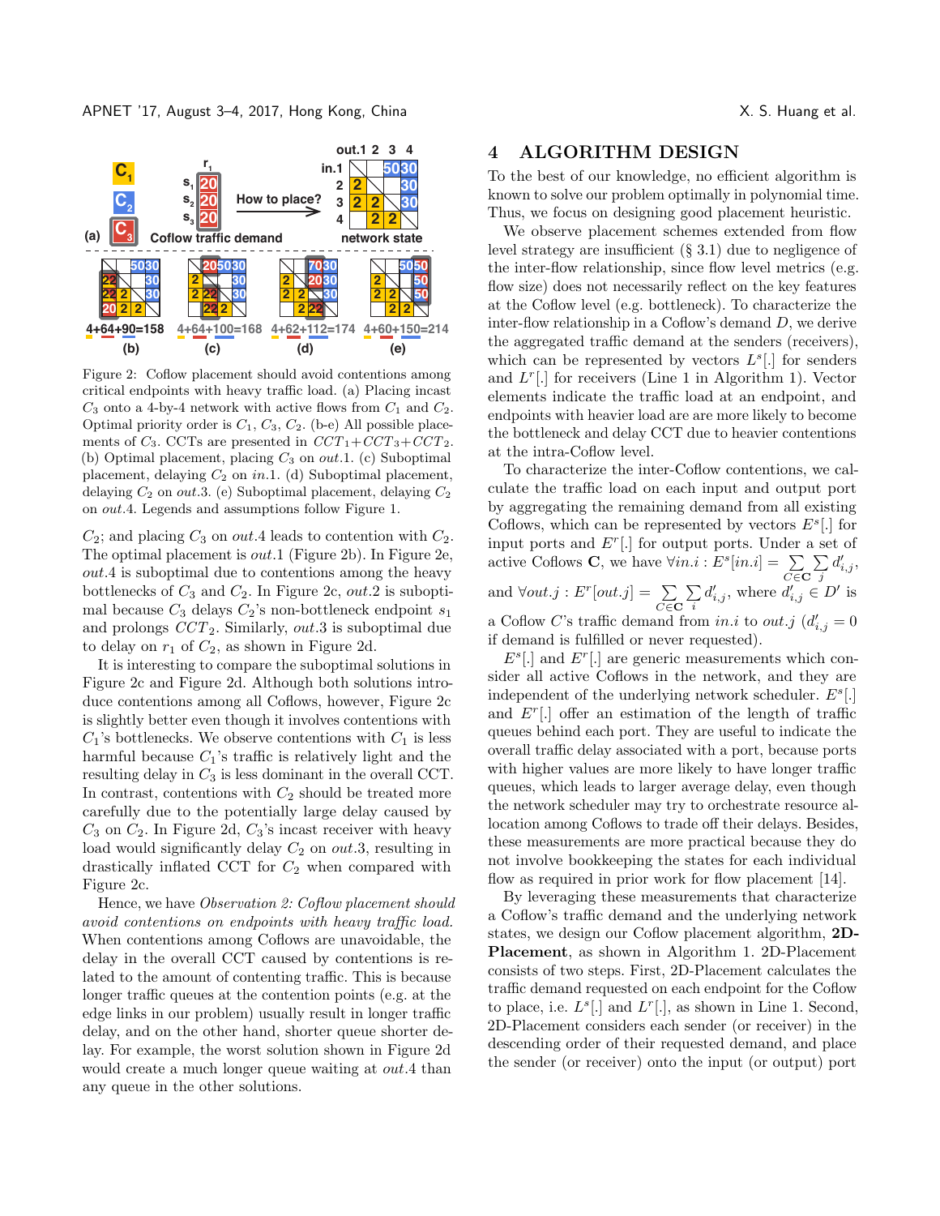Figure 2: Coflow placement should avoid contentions among critical endpoints with heavy traffic load. (a) Placing incast $C_3$ onto a 4-by-4 network with active flows from $C_1$ and $C_2$. Optimal priority order is $C_1$, $C_3$, $C_2$. (b-e) All possible placements of $C_3$. CCTs are presented in $CCT_1$+$CCT_3$+$CCT_2$. (b) Optimal placement, placing $C_3$ on *out*.1. (c) Suboptimal placement, delaying $C_2$ on *in*.1. (d) Suboptimal placement, delaying $C_2$ on *out*.3. (e) Suboptimal placement, delaying $C_2$ on *out*.4. Legends and assumptions follow Figure 1.

$C_2$; and placing $C_3$ on *out*.4 leads to contention with $C_2$. The optimal placement is *out*.1 (Figure 2b). In Figure 2e, *out*.4 is suboptimal due to contentions among the heavy bottlenecks of $C_3$ and $C_2$. In Figure 2c, *out*.2 is suboptimal because $C_3$ delays $C_2$'s non-bottleneck endpoint $s_1$ and prolongs $CCT_2$. Similarly, *out*.3 is suboptimal due to delay on $r_1$ of $C_2$, as shown in Figure 2d.

It is interesting to compare the suboptimal solutions in Figure 2c and Figure 2d. Although both solutions introduce contentions among all Coflows, however, Figure 2c is slightly better even though it involves contentions with $C_1$'s bottlenecks. We observe contentions with $C_1$ is less harmful because $C_1$'s traffic is relatively light and the resulting delay in $C_3$ is less dominant in the overall CCT. In contrast, contentions with $C_2$ should be treated more carefully due to the potentially large delay caused by $C_3$ on $C_2$. In Figure 2d, $C_3$'s incast receiver with heavy load would significantly delay $C_2$ on *out*.3, resulting in drastically inflated CCT for $C_2$ when compared with Figure 2c.

Hence, we have *Observation 2: Coflow placement should avoid contentions on endpoints with heavy traffic load.* When contentions among Coflows are unavoidable, the delay in the overall CCT caused by contentions is related to the amount of contenting traffic. This is because longer traffic queues at the contention points (e.g. at the edge links in our problem) usually result in longer traffic delay, and on the other hand, shorter queue shorter delay. For example, the worst solution shown in Figure 2d would create a much longer queue waiting at *out*.4 than any queue in the other solutions.

# 4 ALGORITHM DESIGN

To the best of our knowledge, no efficient algorithm is known to solve our problem optimally in polynomial time. Thus, we focus on designing good placement heuristic.

We observe placement schemes extended from flow level strategy are insufficient (§ 3.1) due to negligence of the inter-flow relationship, since flow level metrics (e.g. flow size) does not necessarily reflect on the key features at the Coflow level (e.g. bottleneck). To characterize the inter-flow relationship in a Coflow's demand $D$, we derive the aggregated traffic demand at the senders (receivers), which can be represented by vectors $L^s[.]$ for senders and $L^r[.]$ for receivers (Line 1 in Algorithm 1). Vector elements indicate the traffic load at an endpoint, and endpoints with heavier load are are more likely to become the bottleneck and delay CCT due to heavier contentions at the intra-Coflow level.

To characterize the inter-Coflow contentions, we calculate the traffic load on each input and output port by aggregating the remaining demand from all existing Coflows, which can be represented by vectors $E^s[.]$ for input ports and $E^r[.]$ for output ports. Under a set of active Coflows $\mathbf{C}$, we have $\forall in.i : E^s[in.i] = \sum_{C \in \mathbf{C}} \sum_{j} d'_{i,j}$, and $\forall out.j : E^r[out.j] = \sum_{C \in \mathbf{C}} \sum_{i} d'_{i,j}$, where $d'_{i,j} \in D'$ is a Coflow $C'$s traffic demand from *in*.$i$ to *out*.$j$ ($d'_{i,j} = 0$ if demand is fulfilled or never requested).

$E^s[.]$ and $E^r[.]$ are generic measurements which consider all active Coflows in the network, and they are independent of the underlying network scheduler. $E^s[.]$ and $E^r[.]$ offer an estimation of the length of traffic queues behind each port. They are useful to indicate the overall traffic delay associated with a port, because ports with higher values are more likely to have longer traffic queues, which leads to larger average delay, even though the network scheduler may try to orchestrate resource allocation among Coflows to trade off their delays. Besides, these measurements are more practical because they do not involve bookkeeping the states for each individual flow as required in prior work for flow placement [14].

By leveraging these measurements that characterize a Coflow's traffic demand and the underlying network states, we design our Coflow placement algorithm, **2D-Placement**, as shown in Algorithm 1. 2D-Placement consists of two steps. First, 2D-Placement calculates the traffic demand requested on each endpoint for the Coflow to place, i.e. $L^s[.]$ and $L^r[.]$, as shown in Line 1. Second, 2D-Placement considers each sender (or receiver) in the descending order of their requested demand, and place the sender (or receiver) onto the input (or output) port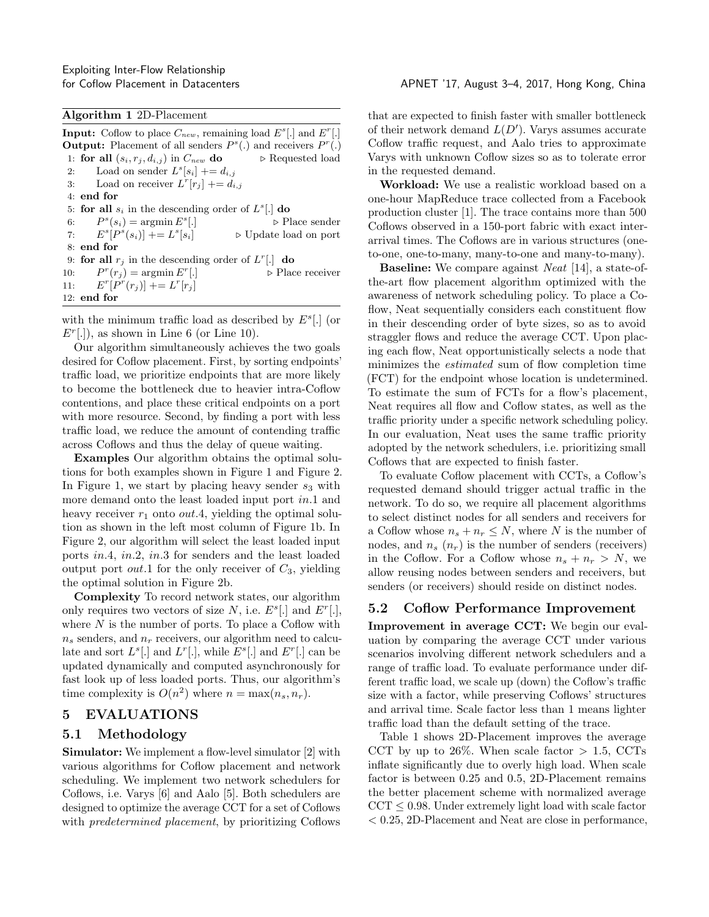**Algorithm 1** 2D-Placement

**Input:** Coflow to place $C_{new}$, remaining load $E^s[.]$ and $E^r[.]$
**Output:** Placement of all senders $P^s(.)$ and receivers $P^r(.)$

```
1: for all (s_i, r_j, d_{i,j}) in C_new do            ▷ Requested load
2:     Load on sender L^s[s_i] += d_{i,j}
3:     Load on receiver L^r[r_j] += d_{i,j}
4: end for
5: for all s_i in the descending order of L^s[.] do
6:     P^s(s_i) = argmin E^s[.]                         ▷ Place sender
7:     E^s[P^s(s_i)] += L^s[s_i]                         ▷ Update load on port
8: end for
9: for all r_j in the descending order of L^r[.] do
10:    P^r(r_j) = argmin E^r[.]                         ▷ Place receiver
11:    E^r[P^r(r_j)] += L^r[r_j]
12: end for
```

with the minimum traffic load as described by $E^s[.]$ (or $E^r[.]$), as shown in Line 6 (or Line 10).

Our algorithm simultaneously achieves the two goals desired for Coflow placement. First, by sorting endpoints' traffic load, we prioritize endpoints that are more likely to become the bottleneck due to heavier intra-Coflow contentions, and place these critical endpoints on a port with more resource. Second, by finding a port with less traffic load, we reduce the amount of contending traffic across Coflows and thus the delay of queue waiting.

**Examples** Our algorithm obtains the optimal solutions for both examples shown in Figure 1 and Figure 2. In Figure 1, we start by placing heavy sender $s_3$ with more demand onto the least loaded input port *in*.1 and heavy receiver $r_1$ onto *out*.4, yielding the optimal solution as shown in the left most column of Figure 1b. In Figure 2, our algorithm will select the least loaded input ports *in*.4, *in*.2, *in*.3 for senders and the least loaded output port *out*.1 for the only receiver of $C_3$, yielding the optimal solution in Figure 2b.

**Complexity** To record network states, our algorithm only requires two vectors of size $N$, i.e. $E^s[.]$ and $E^r[.]$, where $N$ is the number of ports. To place a Coflow with $n_s$ senders, and $n_r$ receivers, our algorithm need to calculate and sort $L^s[.]$ and $L^r[.]$, while $E^s[.]$ and $E^r[.]$ can be updated dynamically and computed asynchronously for fast look up of less loaded ports. Thus, our algorithm's time complexity is $O(n^2)$ where $n = \max(n_s, n_r)$.

# 5 EVALUATIONS

## 5.1 Methodology

**Simulator:** We implement a flow-level simulator [2] with various algorithms for Coflow placement and network scheduling. We implement two network schedulers for Coflows, i.e. Varys [6] and Aalo [5]. Both schedulers are designed to optimize the average CCT for a set of Coflows with *predetermined placement*, by prioritizing Coflows that are expected to finish faster with smaller bottleneck of their network demand $L(D')$. Varys assumes accurate Coflow traffic request, and Aalo tries to approximate Varys with unknown Coflow sizes so as to tolerate error in the requested demand.

**Workload:** We use a realistic workload based on a one-hour MapReduce trace collected from a Facebook production cluster [1]. The trace contains more than 500 Coflows observed in a 150-port fabric with exact inter-arrival times. The Coflows are in various structures (one-to-one, one-to-many, many-to-one and many-to-many).

**Baseline:** We compare against *Neat* [14], a state-of-the-art flow placement algorithm optimized with the awareness of network scheduling policy. To place a Coflow, Neat sequentially considers each constituent flow in their descending order of byte sizes, so as to avoid straggler flows and reduce the average CCT. Upon placing each flow, Neat opportunistically selects a node that minimizes the *estimated* sum of flow completion time (FCT) for the endpoint whose location is undetermined. To estimate the sum of FCTs for a flow's placement, Neat requires all flow and Coflow states, as well as the traffic priority under a specific network scheduling policy. In our evaluation, Neat uses the same traffic priority adopted by the network schedulers, i.e. prioritizing small Coflows that are expected to finish faster.

To evaluate Coflow placement with CCTs, a Coflow's requested demand should trigger actual traffic in the network. To do so, we require all placement algorithms to select distinct nodes for all senders and receivers for a Coflow whose $n_s + n_r \leq N$, where $N$ is the number of nodes, and $n_s$ ($n_r$) is the number of senders (receivers) in the Coflow. For a Coflow whose $n_s + n_r > N$, we allow reusing nodes between senders and receivers, but senders (or receivers) should reside on distinct nodes.

## 5.2 Coflow Performance Improvement

**Improvement in average CCT:** We begin our evaluation by comparing the average CCT under various scenarios involving different network schedulers and a range of traffic load. To evaluate performance under different traffic load, we scale up (down) the Coflow's traffic size with a factor, while preserving Coflows' structures and arrival time. Scale factor less than 1 means lighter traffic load than the default setting of the trace.

Table 1 shows 2D-Placement improves the average CCT by up to 26%. When scale factor $> 1.5$, CCTs inflate significantly due to overly high load. When scale factor is between 0.25 and 0.5, 2D-Placement remains the better placement scheme with normalized average CCT $\leq 0.98$. Under extremely light load with scale factor $< 0.25$, 2D-Placement and Neat are close in performance,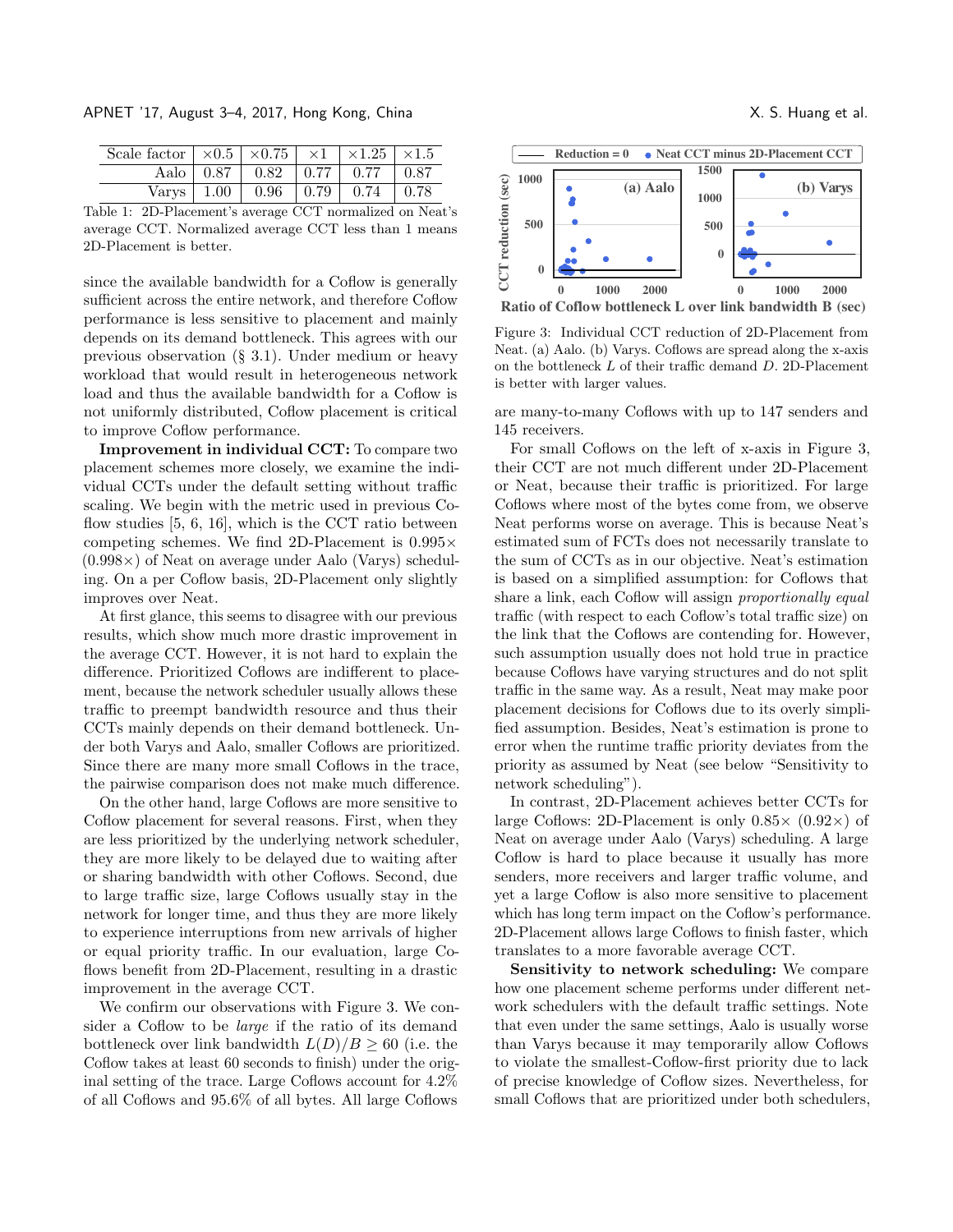| Scale factor | ×0.5 | ×0.75 | ×1 | ×1.25 | ×1.5 |
|---|---|---|---|---|---|
| Aalo | 0.87 | 0.82 | 0.77 | 0.77 | 0.87 |
| Varys | 1.00 | 0.96 | 0.79 | 0.74 | 0.78 |

Table 1: 2D-Placement's average CCT normalized on Neat's average CCT. Normalized average CCT less than 1 means 2D-Placement is better.

since the available bandwidth for a Coflow is generally sufficient across the entire network, and therefore Coflow performance is less sensitive to placement and mainly depends on its demand bottleneck. This agrees with our previous observation (§ 3.1). Under medium or heavy workload that would result in heterogeneous network load and thus the available bandwidth for a Coflow is not uniformly distributed, Coflow placement is critical to improve Coflow performance.

**Improvement in individual CCT:** To compare two placement schemes more closely, we examine the individual CCTs under the default setting without traffic scaling. We begin with the metric used in previous Coflow studies [5, 6, 16], which is the CCT ratio between competing schemes. We find 2D-Placement is 0.995× (0.998×) of Neat on average under Aalo (Varys) scheduling. On a per Coflow basis, 2D-Placement only slightly improves over Neat.

At first glance, this seems to disagree with our previous results, which show much more drastic improvement in the average CCT. However, it is not hard to explain the difference. Prioritized Coflows are indifferent to placement, because the network scheduler usually allows these traffic to preempt bandwidth resource and thus their CCTs mainly depends on their demand bottleneck. Under both Varys and Aalo, smaller Coflows are prioritized. Since there are many more small Coflows in the trace, the pairwise comparison does not make much difference.

On the other hand, large Coflows are more sensitive to Coflow placement for several reasons. First, when they are less prioritized by the underlying network scheduler, they are more likely to be delayed due to waiting after or sharing bandwidth with other Coflows. Second, due to large traffic size, large Coflows usually stay in the network for longer time, and thus they are more likely to experience interruptions from new arrivals of higher or equal priority traffic. In our evaluation, large Coflows benefit from 2D-Placement, resulting in a drastic improvement in the average CCT.

We confirm our observations with Figure 3. We consider a Coflow to be *large* if the ratio of its demand bottleneck over link bandwidth $L(D)/B \geq 60$ (i.e. the Coflow takes at least 60 seconds to finish) under the original setting of the trace. Large Coflows account for 4.2% of all Coflows and 95.6% of all bytes. All large Coflows are many-to-many Coflows with up to 147 senders and 145 receivers.

Figure 3: Individual CCT reduction of 2D-Placement from Neat. (a) Aalo. (b) Varys. Coflows are spread along the x-axis on the bottleneck $L$ of their traffic demand $D$. 2D-Placement is better with larger values.

For small Coflows on the left of x-axis in Figure 3, their CCT are not much different under 2D-Placement or Neat, because their traffic is prioritized. For large Coflows where most of the bytes come from, we observe Neat performs worse on average. This is because Neat's estimated sum of FCTs does not necessarily translate to the sum of CCTs as in our objective. Neat's estimation is based on a simplified assumption: for Coflows that share a link, each Coflow will assign *proportionally equal* traffic (with respect to each Coflow's total traffic size) on the link that the Coflows are contending for. However, such assumption usually does not hold true in practice because Coflows have varying structures and do not split traffic in the same way. As a result, Neat may make poor placement decisions for Coflows due to its overly simplified assumption. Besides, Neat's estimation is prone to error when the runtime traffic priority deviates from the priority as assumed by Neat (see below "Sensitivity to network scheduling").

In contrast, 2D-Placement achieves better CCTs for large Coflows: 2D-Placement is only 0.85× (0.92×) of Neat on average under Aalo (Varys) scheduling. A large Coflow is hard to place because it usually has more senders, more receivers and larger traffic volume, and yet a large Coflow is also more sensitive to placement which has long term impact on the Coflow's performance. 2D-Placement allows large Coflows to finish faster, which translates to a more favorable average CCT.

**Sensitivity to network scheduling:** We compare how one placement scheme performs under different network schedulers with the default traffic settings. Note that even under the same settings, Aalo is usually worse than Varys because it may temporarily allow Coflows to violate the smallest-Coflow-first priority due to lack of precise knowledge of Coflow sizes. Nevertheless, for small Coflows that are prioritized under both schedulers,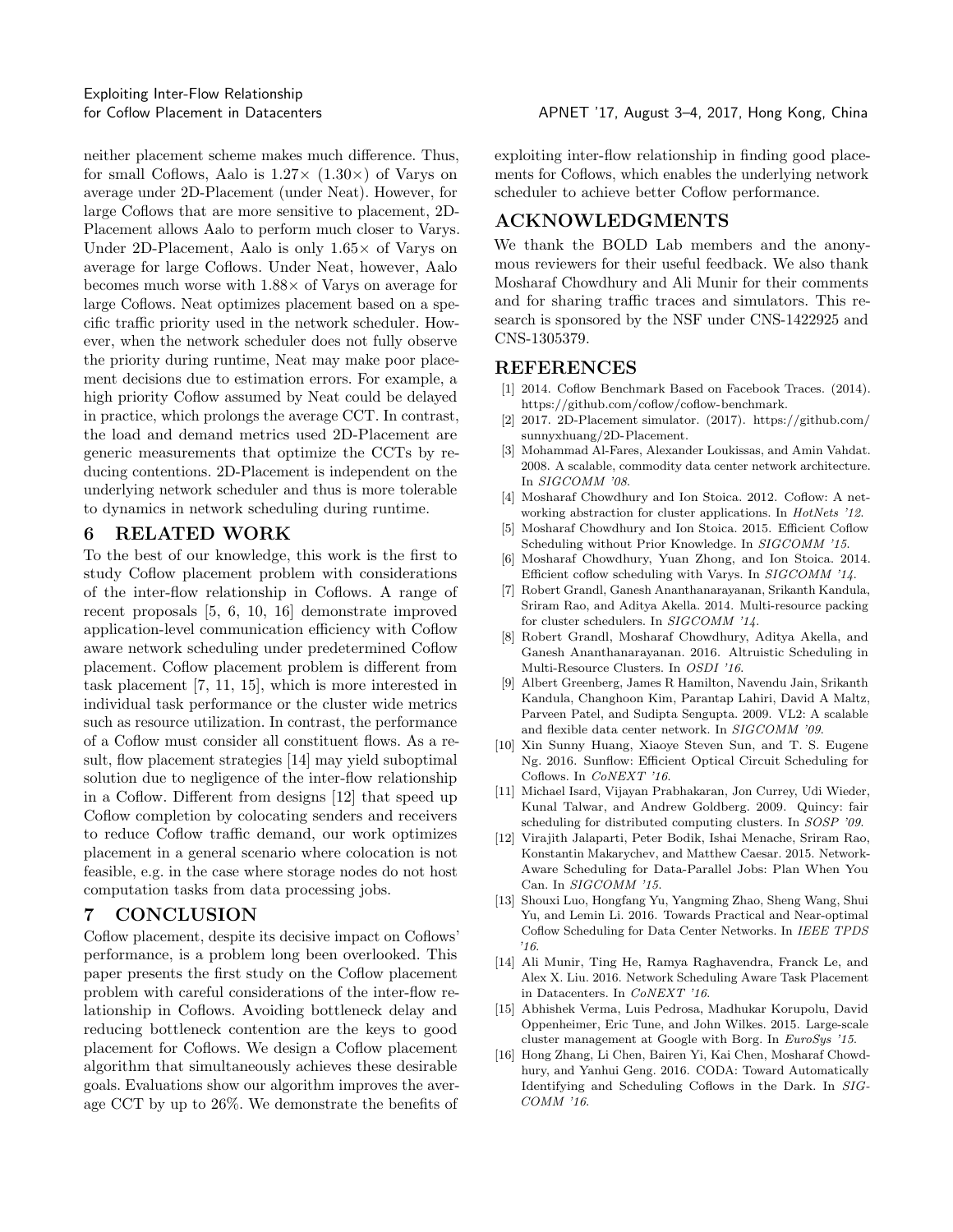neither placement scheme makes much difference. Thus, for small Coflows, Aalo is $1.27\times$ ($1.30\times$) of Varys on average under 2D-Placement (under Neat). However, for large Coflows that are more sensitive to placement, 2D-Placement allows Aalo to perform much closer to Varys. Under 2D-Placement, Aalo is only $1.65\times$ of Varys on average for large Coflows. Under Neat, however, Aalo becomes much worse with $1.88\times$ of Varys on average for large Coflows. Neat optimizes placement based on a specific traffic priority used in the network scheduler. However, when the network scheduler does not fully observe the priority during runtime, Neat may make poor placement decisions due to estimation errors. For example, a high priority Coflow assumed by Neat could be delayed in practice, which prolongs the average CCT. In contrast, the load and demand metrics used 2D-Placement are generic measurements that optimize the CCTs by reducing contentions. 2D-Placement is independent on the underlying network scheduler and thus is more tolerable to dynamics in network scheduling during runtime.

## 6 RELATED WORK

To the best of our knowledge, this work is the first to study Coflow placement problem with considerations of the inter-flow relationship in Coflows. A range of recent proposals [5, 6, 10, 16] demonstrate improved application-level communication efficiency with Coflow aware network scheduling under predetermined Coflow placement. Coflow placement problem is different from task placement [7, 11, 15], which is more interested in individual task performance or the cluster wide metrics such as resource utilization. In contrast, the performance of a Coflow must consider all constituent flows. As a result, flow placement strategies [14] may yield suboptimal solution due to negligence of the inter-flow relationship in a Coflow. Different from designs [12] that speed up Coflow completion by colocating senders and receivers to reduce Coflow traffic demand, our work optimizes placement in a general scenario where colocation is not feasible, e.g. in the case where storage nodes do not host computation tasks from data processing jobs.

## 7 CONCLUSION

Coflow placement, despite its decisive impact on Coflows' performance, is a problem long been overlooked. This paper presents the first study on the Coflow placement problem with careful considerations of the inter-flow relationship in Coflows. Avoiding bottleneck delay and reducing bottleneck contention are the keys to good placement for Coflows. We design a Coflow placement algorithm that simultaneously achieves these desirable goals. Evaluations show our algorithm improves the average CCT by up to 26%. We demonstrate the benefits of exploiting inter-flow relationship in finding good placements for Coflows, which enables the underlying network scheduler to achieve better Coflow performance.

## ACKNOWLEDGMENTS

We thank the BOLD Lab members and the anonymous reviewers for their useful feedback. We also thank Mosharaf Chowdhury and Ali Munir for their comments and for sharing traffic traces and simulators. This research is sponsored by the NSF under CNS-1422925 and CNS-1305379.

## REFERENCES

- [1] 2014. Coflow Benchmark Based on Facebook Traces. (2014). https://github.com/coflow/coflow-benchmark.
- [2] 2017. 2D-Placement simulator. (2017). https://github.com/sunnyxhuang/2D-Placement.
- [3] Mohammad Al-Fares, Alexander Loukissas, and Amin Vahdat. 2008. A scalable, commodity data center network architecture. In *SIGCOMM '08*.
- [4] Mosharaf Chowdhury and Ion Stoica. 2012. Coflow: A networking abstraction for cluster applications. In *HotNets '12*.
- [5] Mosharaf Chowdhury and Ion Stoica. 2015. Efficient Coflow Scheduling without Prior Knowledge. In *SIGCOMM '15*.
- [6] Mosharaf Chowdhury, Yuan Zhong, and Ion Stoica. 2014. Efficient coflow scheduling with Varys. In *SIGCOMM '14*.
- [7] Robert Grandl, Ganesh Ananthanarayanan, Srikanth Kandula, Sriram Rao, and Aditya Akella. 2014. Multi-resource packing for cluster schedulers. In *SIGCOMM '14*.
- [8] Robert Grandl, Mosharaf Chowdhury, Aditya Akella, and Ganesh Ananthanarayanan. 2016. Altruistic Scheduling in Multi-Resource Clusters. In *OSDI '16*.
- [9] Albert Greenberg, James R Hamilton, Navendu Jain, Srikanth Kandula, Changhoon Kim, Parantap Lahiri, David A Maltz, Parveen Patel, and Sudipta Sengupta. 2009. VL2: A scalable and flexible data center network. In *SIGCOMM '09*.
- [10] Xin Sunny Huang, Xiaoye Steven Sun, and T. S. Eugene Ng. 2016. Sunflow: Efficient Optical Circuit Scheduling for Coflows. In *CoNEXT '16*.
- [11] Michael Isard, Vijayan Prabhakaran, Jon Currey, Udi Wieder, Kunal Talwar, and Andrew Goldberg. 2009. Quincy: fair scheduling for distributed computing clusters. In *SOSP '09*.
- [12] Virajith Jalaparti, Peter Bodik, Ishai Menache, Sriram Rao, Konstantin Makarychev, and Matthew Caesar. 2015. Network-Aware Scheduling for Data-Parallel Jobs: Plan When You Can. In *SIGCOMM '15*.
- [13] Shouxi Luo, Hongfang Yu, Yangming Zhao, Sheng Wang, Shui Yu, and Lemin Li. 2016. Towards Practical and Near-optimal Coflow Scheduling for Data Center Networks. In *IEEE TPDS '16*.
- [14] Ali Munir, Ting He, Ramya Raghavendra, Franck Le, and Alex X. Liu. 2016. Network Scheduling Aware Task Placement in Datacenters. In *CoNEXT '16*.
- [15] Abhishek Verma, Luis Pedrosa, Madhukar Korupolu, David Oppenheimer, Eric Tune, and John Wilkes. 2015. Large-scale cluster management at Google with Borg. In *EuroSys '15*.
- [16] Hong Zhang, Li Chen, Bairen Yi, Kai Chen, Mosharaf Chowdhury, and Yanhui Geng. 2016. CODA: Toward Automatically Identifying and Scheduling Coflows in the Dark. In *SIGCOMM '16*.